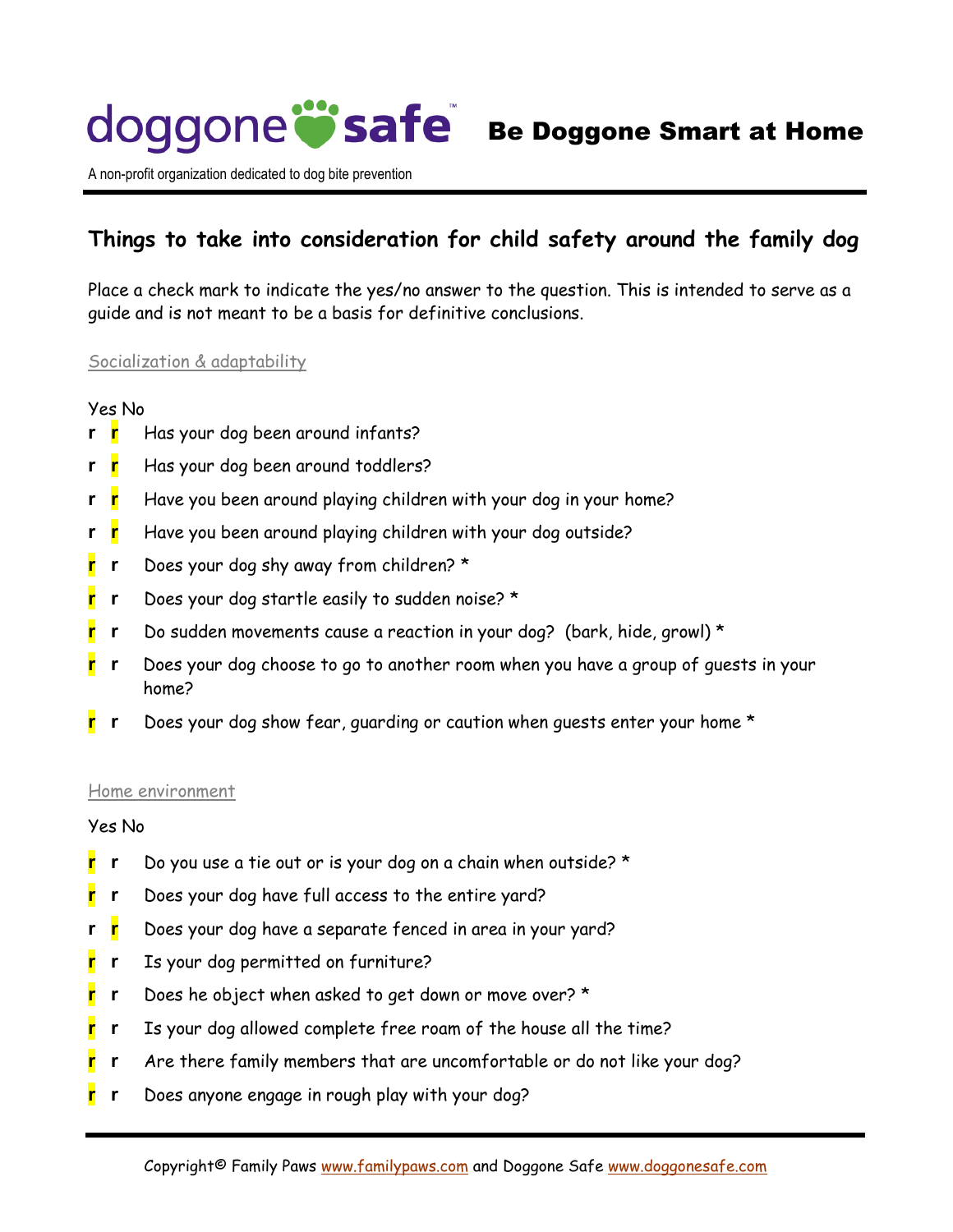# doggone safe

## Be Doggone Smart at Home

A non-profit organization dedicated to dog bite prevention

## Things to take into consideration for child safety around the family dog

Place a check mark to indicate the yes/no answer to the question. This is intended to serve as a guide and is not meant to be a basis for definitive conclusions.

### Socialization & adaptability

| Yes | No | |
|---|---|---|
| r | r | Has your dog been around infants? |
| r | r | Has your dog been around toddlers? |
| r | r | Have you been around playing children with your dog in your home? |
| r | r | Have you been around playing children with your dog outside? |
| r | r | Does your dog shy away from children? * |
| r | r | Does your dog startle easily to sudden noise? * |
| r | r | Do sudden movements cause a reaction in your dog? (bark, hide, growl) * |
| r | r | Does your dog choose to go to another room when you have a group of guests in your home? |
| r | r | Does your dog show fear, guarding or caution when guests enter your home * |

### Home environment

| Yes | No | |
|---|---|---|
| r | r | Do you use a tie out or is your dog on a chain when outside? * |
| r | r | Does your dog have full access to the entire yard? |
| r | r | Does your dog have a separate fenced in area in your yard? |
| r | r | Is your dog permitted on furniture? |
| r | r | Does he object when asked to get down or move over? * |
| r | r | Is your dog allowed complete free roam of the house all the time? |
| r | r | Are there family members that are uncomfortable or do not like your dog? |
| r | r | Does anyone engage in rough play with your dog? |

Copyright© Family Paws www.familypaws.com and Doggone Safe www.doggonesafe.com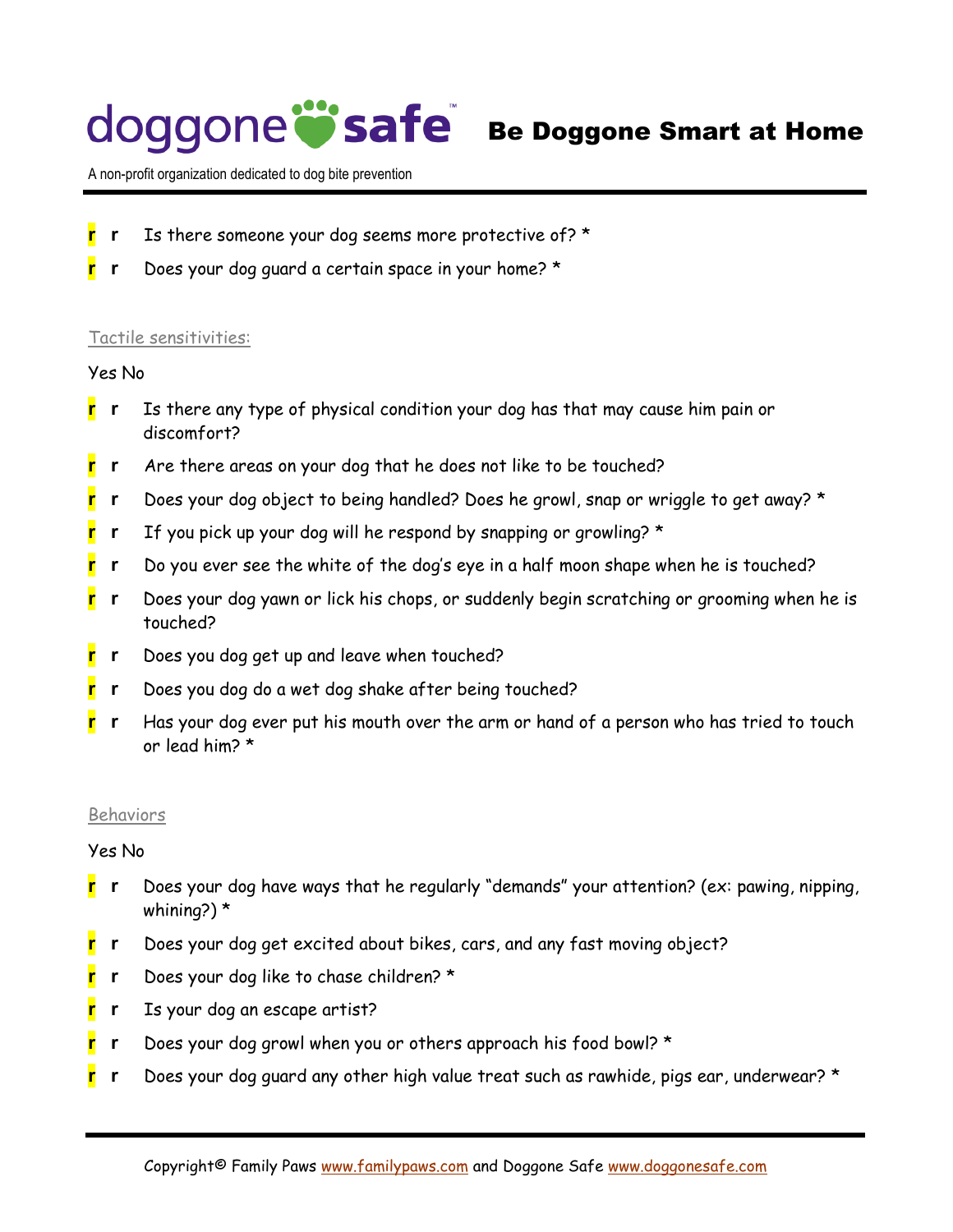r r Is there someone your dog seems more protective of? *

r r Does your dog guard a certain space in your home? *

Tactile sensitivities:

Yes No

r r Is there any type of physical condition your dog has that may cause him pain or discomfort?

r r Are there areas on your dog that he does not like to be touched?

r r Does your dog object to being handled? Does he growl, snap or wriggle to get away? *

r r If you pick up your dog will he respond by snapping or growling? *

r r Do you ever see the white of the dog's eye in a half moon shape when he is touched?

r r Does your dog yawn or lick his chops, or suddenly begin scratching or grooming when he is touched?

r r Does you dog get up and leave when touched?

r r Does you dog do a wet dog shake after being touched?

r r Has your dog ever put his mouth over the arm or hand of a person who has tried to touch or lead him? *

Behaviors

Yes No

r r Does your dog have ways that he regularly "demands" your attention? (ex: pawing, nipping, whining?) *

r r Does your dog get excited about bikes, cars, and any fast moving object?

r r Does your dog like to chase children? *

r r Is your dog an escape artist?

r r Does your dog growl when you or others approach his food bowl? *

r r Does your dog guard any other high value treat such as rawhide, pigs ear, underwear? *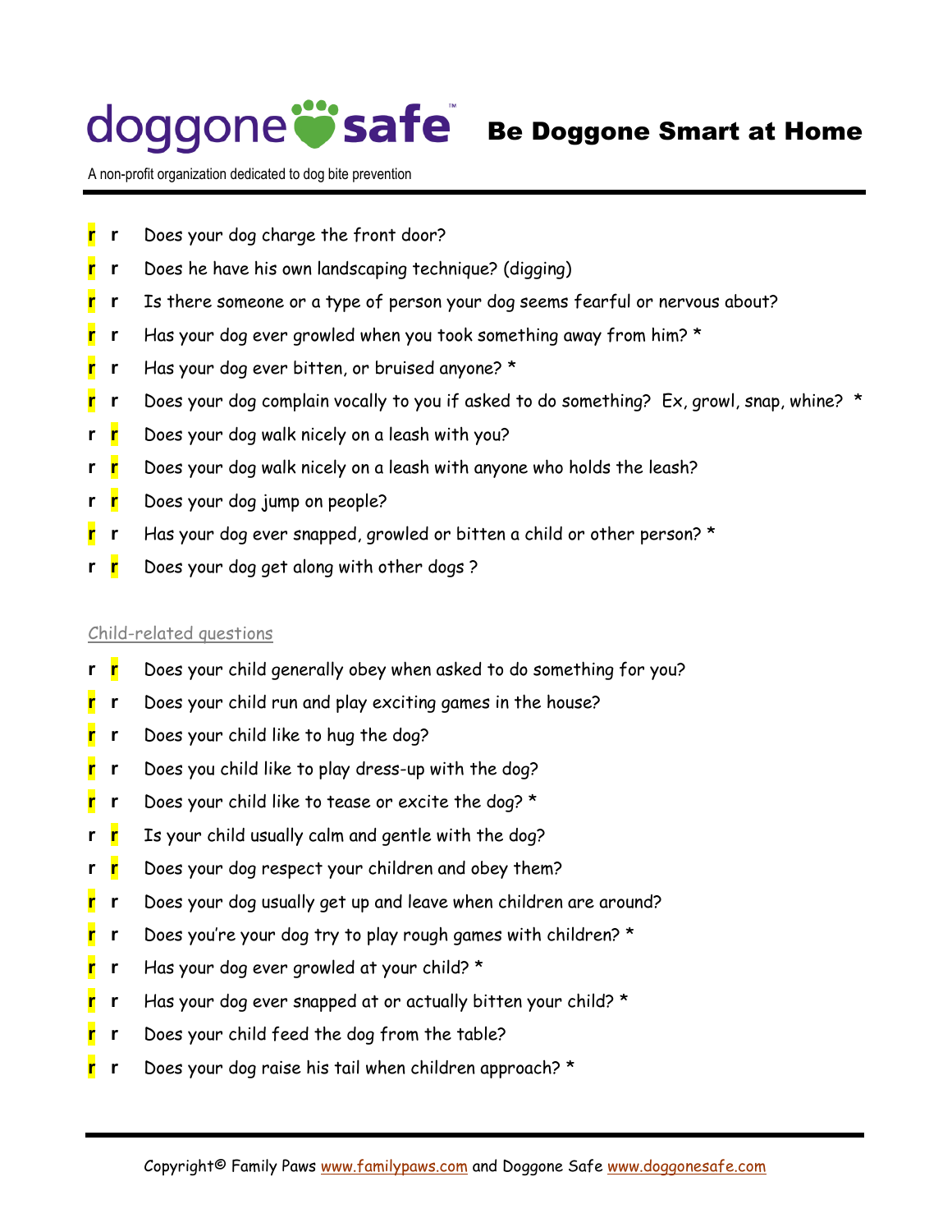# doggone safe — Be Doggone Smart at Home

A non-profit organization dedicated to dog bite prevention

| | | |
|---|---|---|
| **r** (highlighted) | r | Does your dog charge the front door? |
| **r** (highlighted) | r | Does he have his own landscaping technique? (digging) |
| **r** (highlighted) | r | Is there someone or a type of person your dog seems fearful or nervous about? |
| **r** (highlighted) | r | Has your dog ever growled when you took something away from him? * |
| **r** (highlighted) | r | Has your dog ever bitten, or bruised anyone? * |
| **r** (highlighted) | r | Does your dog complain vocally to you if asked to do something? Ex, growl, snap, whine? * |
| r | **r** (highlighted) | Does your dog walk nicely on a leash with you? |
| r | **r** (highlighted) | Does your dog walk nicely on a leash with anyone who holds the leash? |
| r | **r** (highlighted) | Does your dog jump on people? |
| **r** (highlighted) | r | Has your dog ever snapped, growled or bitten a child or other person? * |
| r | **r** (highlighted) | Does your dog get along with other dogs ? |

<u>Child-related questions</u>

| | | |
|---|---|---|
| r | **r** (highlighted) | Does your child generally obey when asked to do something for you? |
| **r** (highlighted) | r | Does your child run and play exciting games in the house? |
| **r** (highlighted) | r | Does your child like to hug the dog? |
| **r** (highlighted) | r | Does you child like to play dress-up with the dog? |
| **r** (highlighted) | r | Does your child like to tease or excite the dog? * |
| r | **r** (highlighted) | Is your child usually calm and gentle with the dog? |
| r | **r** (highlighted) | Does your dog respect your children and obey them? |
| **r** (highlighted) | r | Does your dog usually get up and leave when children are around? |
| **r** (highlighted) | r | Does you're your dog try to play rough games with children? * |
| **r** (highlighted) | r | Has your dog ever growled at your child? * |
| **r** (highlighted) | r | Has your dog ever snapped at or actually bitten your child? * |
| **r** (highlighted) | r | Does your child feed the dog from the table? |
| **r** (highlighted) | r | Does your dog raise his tail when children approach? * |

Copyright© Family Paws www.familypaws.com and Doggone Safe www.doggonesafe.com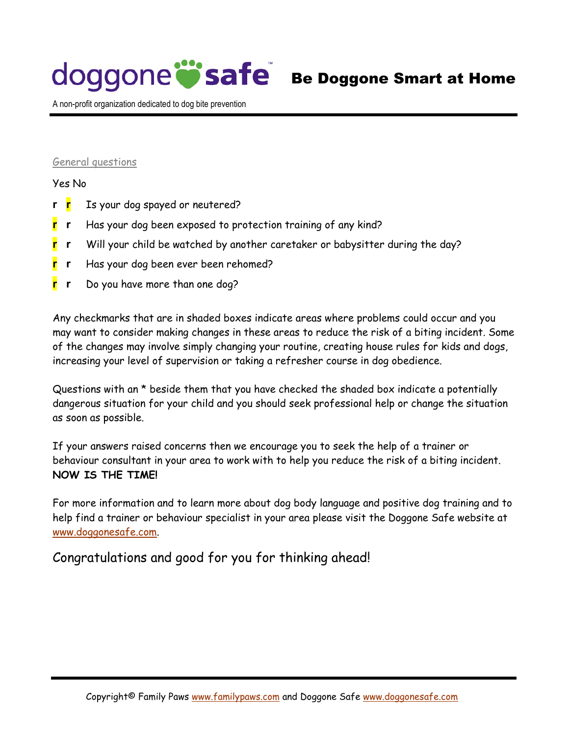General questions

Yes No

r r Is your dog spayed or neutered?

r r Has your dog been exposed to protection training of any kind?

r r Will your child be watched by another caretaker or babysitter during the day?

r r Has your dog been ever been rehomed?

r r Do you have more than one dog?

Any checkmarks that are in shaded boxes indicate areas where problems could occur and you may want to consider making changes in these areas to reduce the risk of a biting incident. Some of the changes may involve simply changing your routine, creating house rules for kids and dogs, increasing your level of supervision or taking a refresher course in dog obedience.

Questions with an * beside them that you have checked the shaded box indicate a potentially dangerous situation for your child and you should seek professional help or change the situation as soon as possible.

If your answers raised concerns then we encourage you to seek the help of a trainer or behaviour consultant in your area to work with to help you reduce the risk of a biting incident. **NOW IS THE TIME!**

For more information and to learn more about dog body language and positive dog training and to help find a trainer or behaviour specialist in your area please visit the Doggone Safe website at www.doggonesafe.com.

Congratulations and good for you for thinking ahead!

Copyright© Family Paws www.familypaws.com and Doggone Safe www.doggonesafe.com